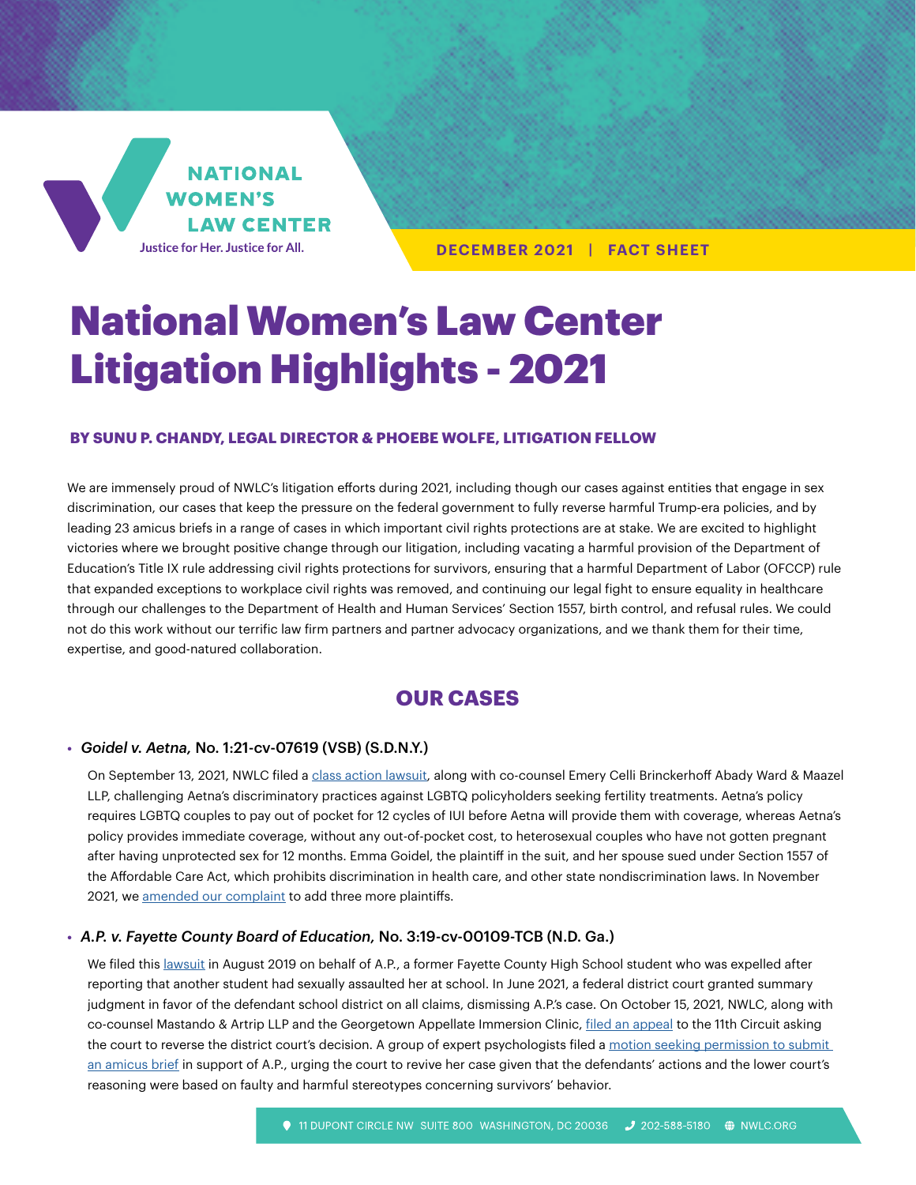NATIONAL WOMEN'S LAW CENTER

Justice for Her. Justice for All.

DECEMBER 2021 | FACT SHEET

# National Women's Law Center Litigation Highlights - 2021

**BY SUNU P. CHANDY, LEGAL DIRECTOR & PHOEBE WOLFE, LITIGATION FELLOW**

We are immensely proud of NWLC's litigation efforts during 2021, including though our cases against entities that engage in sex discrimination, our cases that keep the pressure on the federal government to fully reverse harmful Trump-era policies, and by leading 23 amicus briefs in a range of cases in which important civil rights protections are at stake. We are excited to highlight victories where we brought positive change through our litigation, including vacating a harmful provision of the Department of Education's Title IX rule addressing civil rights protections for survivors, ensuring that a harmful Department of Labor (OFCCP) rule that expanded exceptions to workplace civil rights was removed, and continuing our legal fight to ensure equality in healthcare through our challenges to the Department of Health and Human Services' Section 1557, birth control, and refusal rules. We could not do this work without our terrific law firm partners and partner advocacy organizations, and we thank them for their time, expertise, and good-natured collaboration.

## OUR CASES

- ***Goidel v. Aetna*, No. 1:21-cv-07619 (VSB) (S.D.N.Y.)**

  On September 13, 2021, NWLC filed a class action lawsuit, along with co-counsel Emery Celli Brinckerhoff Abady Ward & Maazel LLP, challenging Aetna's discriminatory practices against LGBTQ policyholders seeking fertility treatments. Aetna's policy requires LGBTQ couples to pay out of pocket for 12 cycles of IUI before Aetna will provide them with coverage, whereas Aetna's policy provides immediate coverage, without any out-of-pocket cost, to heterosexual couples who have not gotten pregnant after having unprotected sex for 12 months. Emma Goidel, the plaintiff in the suit, and her spouse sued under Section 1557 of the Affordable Care Act, which prohibits discrimination in health care, and other state nondiscrimination laws. In November 2021, we amended our complaint to add three more plaintiffs.

- ***A.P. v. Fayette County Board of Education*, No. 3:19-cv-00109-TCB (N.D. Ga.)**

  We filed this lawsuit in August 2019 on behalf of A.P., a former Fayette County High School student who was expelled after reporting that another student had sexually assaulted her at school. In June 2021, a federal district court granted summary judgment in favor of the defendant school district on all claims, dismissing A.P.'s case. On October 15, 2021, NWLC, along with co-counsel Mastando & Artrip LLP and the Georgetown Appellate Immersion Clinic, filed an appeal to the 11th Circuit asking the court to reverse the district court's decision. A group of expert psychologists filed a motion seeking permission to submit an amicus brief in support of A.P., urging the court to revive her case given that the defendants' actions and the lower court's reasoning were based on faulty and harmful stereotypes concerning survivors' behavior.

11 DUPONT CIRCLE NW SUITE 800 WASHINGTON, DC 20036 | 202-588-5180 | NWLC.ORG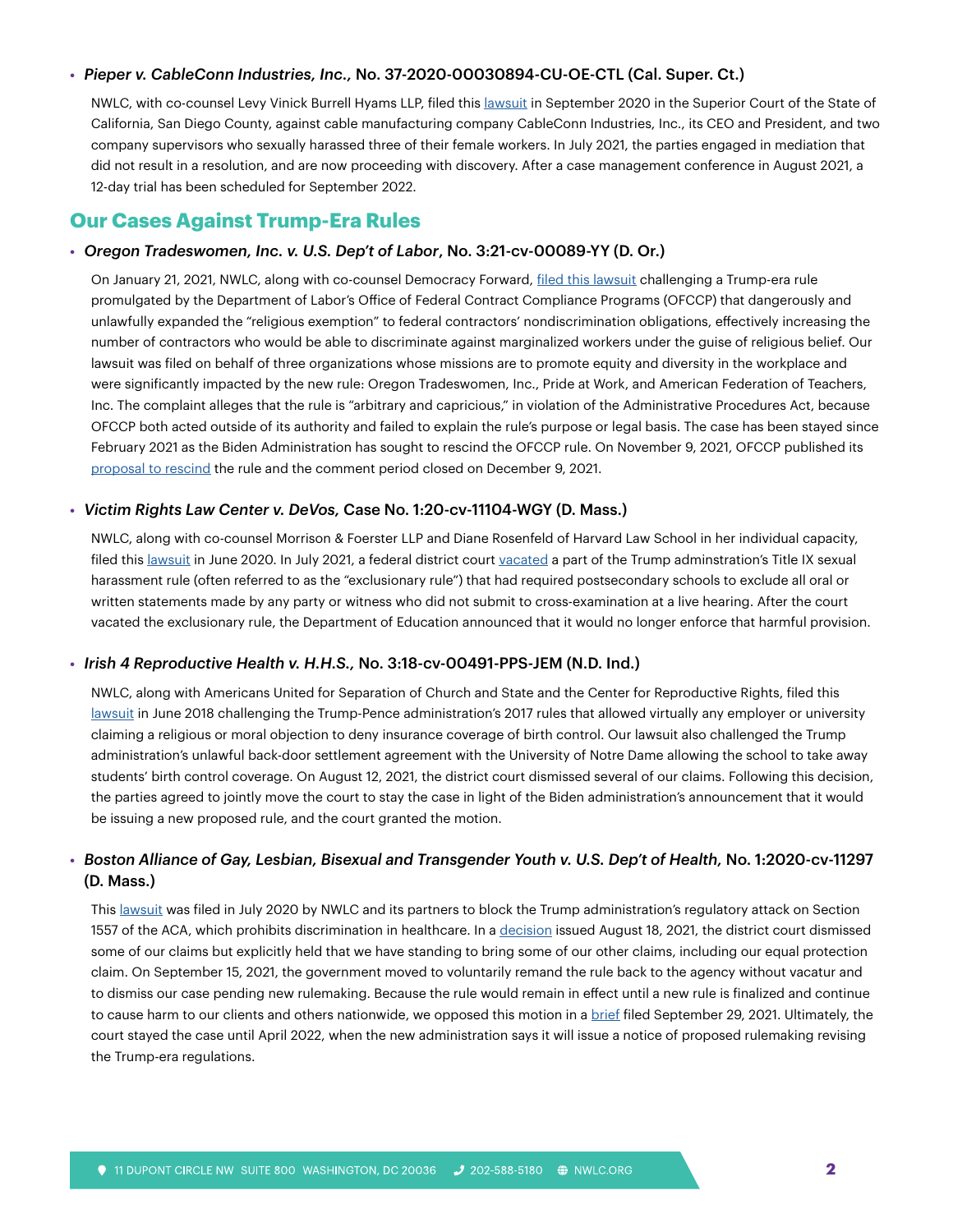- ***Pieper v. CableConn Industries, Inc.,*** **No. 37-2020-00030894-CU-OE-CTL (Cal. Super. Ct.)**

  NWLC, with co-counsel Levy Vinick Burrell Hyams LLP, filed this lawsuit in September 2020 in the Superior Court of the State of California, San Diego County, against cable manufacturing company CableConn Industries, Inc., its CEO and President, and two company supervisors who sexually harassed three of their female workers. In July 2021, the parties engaged in mediation that did not result in a resolution, and are now proceeding with discovery. After a case management conference in August 2021, a 12-day trial has been scheduled for September 2022.

## Our Cases Against Trump-Era Rules

- ***Oregon Tradeswomen, Inc. v. U.S. Dep't of Labor*, No. 3:21-cv-00089-YY (D. Or.)**

  On January 21, 2021, NWLC, along with co-counsel Democracy Forward, filed this lawsuit challenging a Trump-era rule promulgated by the Department of Labor's Office of Federal Contract Compliance Programs (OFCCP) that dangerously and unlawfully expanded the "religious exemption" to federal contractors' nondiscrimination obligations, effectively increasing the number of contractors who would be able to discriminate against marginalized workers under the guise of religious belief. Our lawsuit was filed on behalf of three organizations whose missions are to promote equity and diversity in the workplace and were significantly impacted by the new rule: Oregon Tradeswomen, Inc., Pride at Work, and American Federation of Teachers, Inc. The complaint alleges that the rule is "arbitrary and capricious," in violation of the Administrative Procedures Act, because OFCCP both acted outside of its authority and failed to explain the rule's purpose or legal basis. The case has been stayed since February 2021 as the Biden Administration has sought to rescind the OFCCP rule. On November 9, 2021, OFCCP published its proposal to rescind the rule and the comment period closed on December 9, 2021.

- ***Victim Rights Law Center v. DeVos,*** **Case No. 1:20-cv-11104-WGY (D. Mass.)**

  NWLC, along with co-counsel Morrison & Foerster LLP and Diane Rosenfeld of Harvard Law School in her individual capacity, filed this lawsuit in June 2020. In July 2021, a federal district court vacated a part of the Trump adminstration's Title IX sexual harassment rule (often referred to as the "exclusionary rule") that had required postsecondary schools to exclude all oral or written statements made by any party or witness who did not submit to cross-examination at a live hearing. After the court vacated the exclusionary rule, the Department of Education announced that it would no longer enforce that harmful provision.

- ***Irish 4 Reproductive Health v. H.H.S.,*** **No. 3:18-cv-00491-PPS-JEM (N.D. Ind.)**

  NWLC, along with Americans United for Separation of Church and State and the Center for Reproductive Rights, filed this lawsuit in June 2018 challenging the Trump-Pence administration's 2017 rules that allowed virtually any employer or university claiming a religious or moral objection to deny insurance coverage of birth control. Our lawsuit also challenged the Trump administration's unlawful back-door settlement agreement with the University of Notre Dame allowing the school to take away students' birth control coverage. On August 12, 2021, the district court dismissed several of our claims. Following this decision, the parties agreed to jointly move the court to stay the case in light of the Biden administration's announcement that it would be issuing a new proposed rule, and the court granted the motion.

- ***Boston Alliance of Gay, Lesbian, Bisexual and Transgender Youth v. U.S. Dep't of Health,*** **No. 1:2020-cv-11297 (D. Mass.)**

  This lawsuit was filed in July 2020 by NWLC and its partners to block the Trump administration's regulatory attack on Section 1557 of the ACA, which prohibits discrimination in healthcare. In a decision issued August 18, 2021, the district court dismissed some of our claims but explicitly held that we have standing to bring some of our other claims, including our equal protection claim. On September 15, 2021, the government moved to voluntarily remand the rule back to the agency without vacatur and to dismiss our case pending new rulemaking. Because the rule would remain in effect until a new rule is finalized and continue to cause harm to our clients and others nationwide, we opposed this motion in a brief filed September 29, 2021. Ultimately, the court stayed the case until April 2022, when the new administration says it will issue a notice of proposed rulemaking revising the Trump-era regulations.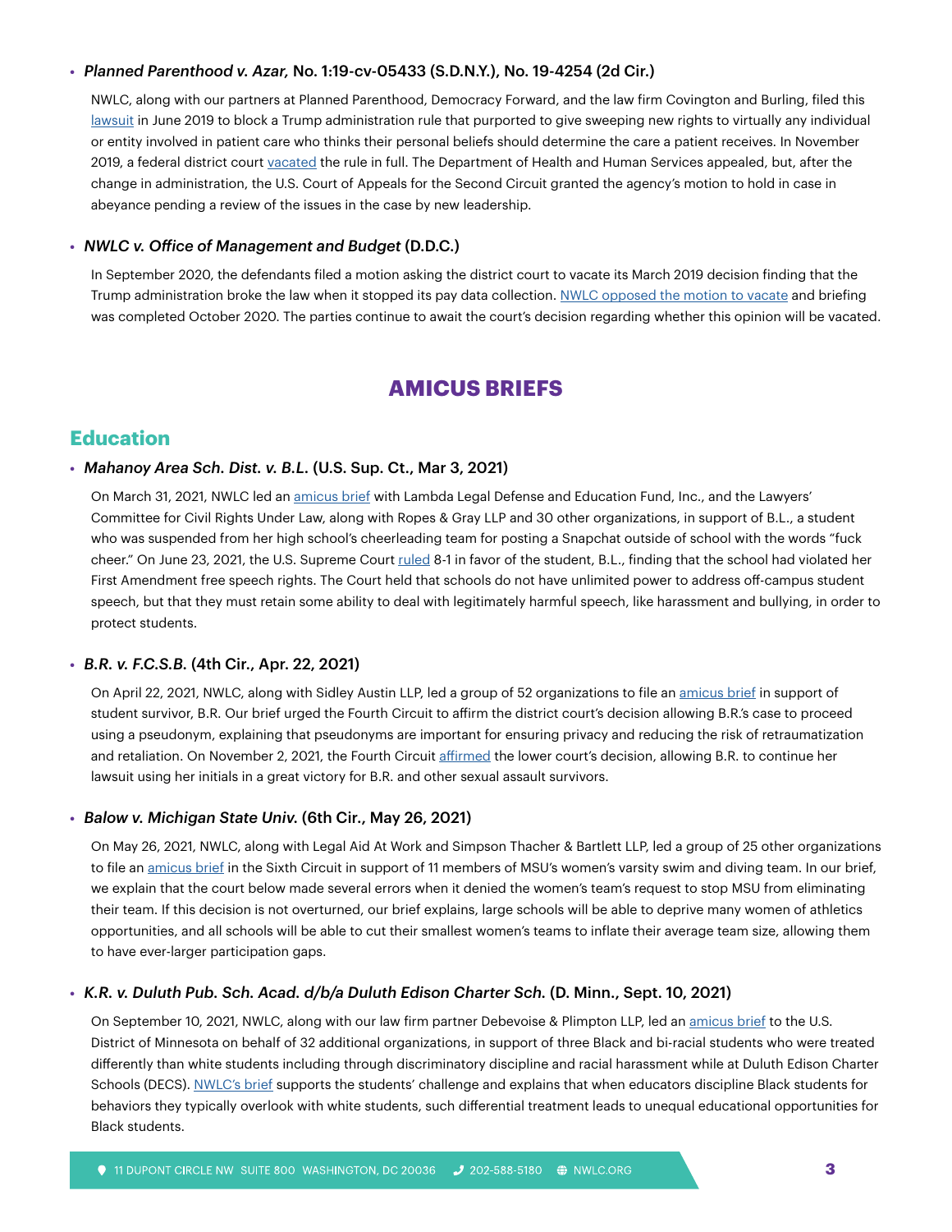- ***Planned Parenthood v. Azar,*** **No. 1:19-cv-05433 (S.D.N.Y.), No. 19-4254 (2d Cir.)**

  NWLC, along with our partners at Planned Parenthood, Democracy Forward, and the law firm Covington and Burling, filed this lawsuit in June 2019 to block a Trump administration rule that purported to give sweeping new rights to virtually any individual or entity involved in patient care who thinks their personal beliefs should determine the care a patient receives. In November 2019, a federal district court vacated the rule in full. The Department of Health and Human Services appealed, but, after the change in administration, the U.S. Court of Appeals for the Second Circuit granted the agency's motion to hold in case in abeyance pending a review of the issues in the case by new leadership.

- ***NWLC v. Office of Management and Budget*** **(D.D.C.)**

  In September 2020, the defendants filed a motion asking the district court to vacate its March 2019 decision finding that the Trump administration broke the law when it stopped its pay data collection. NWLC opposed the motion to vacate and briefing was completed October 2020. The parties continue to await the court's decision regarding whether this opinion will be vacated.

# AMICUS BRIEFS

## Education

- ***Mahanoy Area Sch. Dist. v. B.L.*** **(U.S. Sup. Ct., Mar 3, 2021)**

  On March 31, 2021, NWLC led an amicus brief with Lambda Legal Defense and Education Fund, Inc., and the Lawyers' Committee for Civil Rights Under Law, along with Ropes & Gray LLP and 30 other organizations, in support of B.L., a student who was suspended from her high school's cheerleading team for posting a Snapchat outside of school with the words "fuck cheer." On June 23, 2021, the U.S. Supreme Court ruled 8-1 in favor of the student, B.L., finding that the school had violated her First Amendment free speech rights. The Court held that schools do not have unlimited power to address off-campus student speech, but that they must retain some ability to deal with legitimately harmful speech, like harassment and bullying, in order to protect students.

- ***B.R. v. F.C.S.B.*** **(4th Cir., Apr. 22, 2021)**

  On April 22, 2021, NWLC, along with Sidley Austin LLP, led a group of 52 organizations to file an amicus brief in support of student survivor, B.R. Our brief urged the Fourth Circuit to affirm the district court's decision allowing B.R.'s case to proceed using a pseudonym, explaining that pseudonyms are important for ensuring privacy and reducing the risk of retraumatization and retaliation. On November 2, 2021, the Fourth Circuit affirmed the lower court's decision, allowing B.R. to continue her lawsuit using her initials in a great victory for B.R. and other sexual assault survivors.

- ***Balow v. Michigan State Univ.*** **(6th Cir., May 26, 2021)**

  On May 26, 2021, NWLC, along with Legal Aid At Work and Simpson Thacher & Bartlett LLP, led a group of 25 other organizations to file an amicus brief in the Sixth Circuit in support of 11 members of MSU's women's varsity swim and diving team. In our brief, we explain that the court below made several errors when it denied the women's team's request to stop MSU from eliminating their team. If this decision is not overturned, our brief explains, large schools will be able to deprive many women of athletics opportunities, and all schools will be able to cut their smallest women's teams to inflate their average team size, allowing them to have ever-larger participation gaps.

- ***K.R. v. Duluth Pub. Sch. Acad. d/b/a Duluth Edison Charter Sch.*** **(D. Minn., Sept. 10, 2021)**

  On September 10, 2021, NWLC, along with our law firm partner Debevoise & Plimpton LLP, led an amicus brief to the U.S. District of Minnesota on behalf of 32 additional organizations, in support of three Black and bi-racial students who were treated differently than white students including through discriminatory discipline and racial harassment while at Duluth Edison Charter Schools (DECS). NWLC's brief supports the students' challenge and explains that when educators discipline Black students for behaviors they typically overlook with white students, such differential treatment leads to unequal educational opportunities for Black students.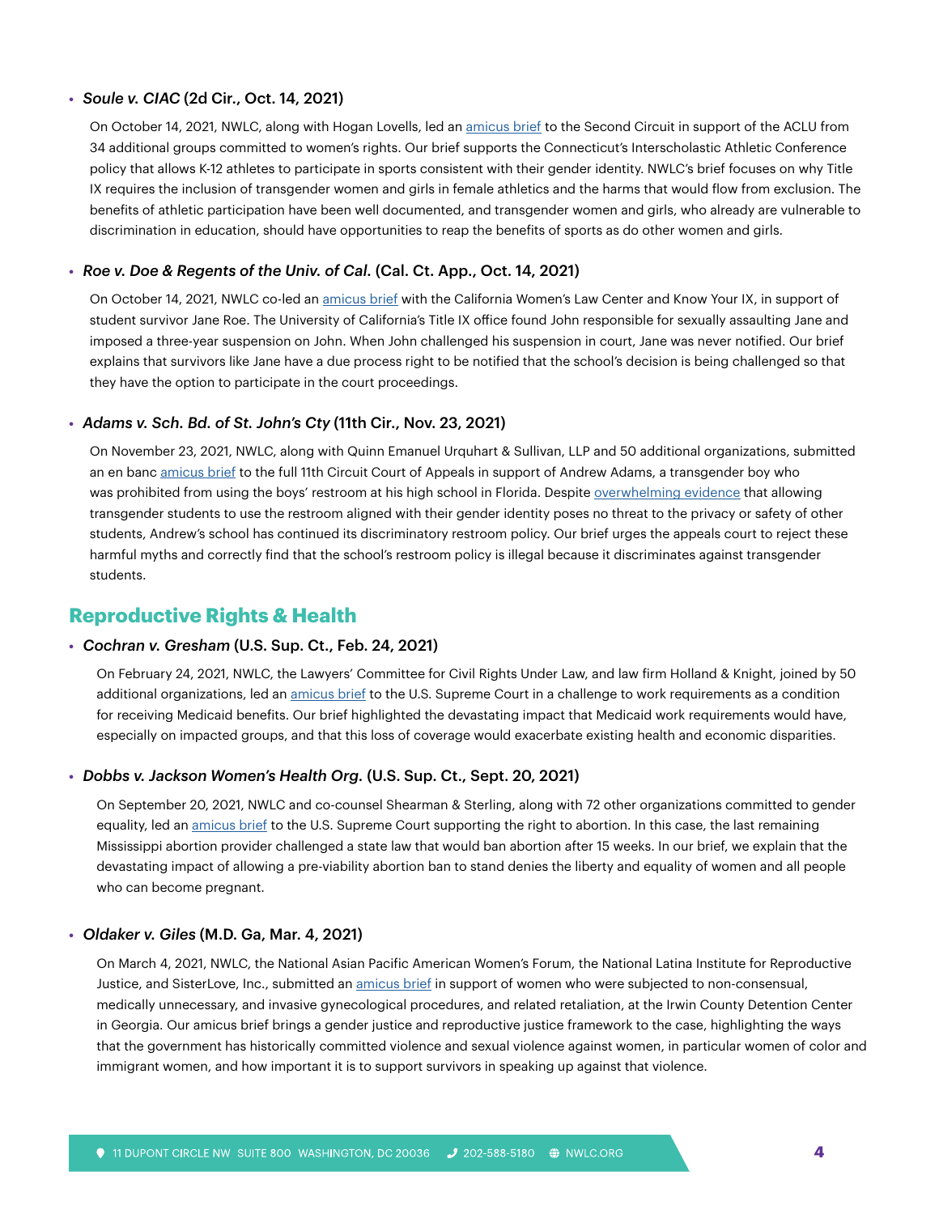- ***Soule v. CIAC*** **(2d Cir., Oct. 14, 2021)**

  On October 14, 2021, NWLC, along with Hogan Lovells, led an amicus brief to the Second Circuit in support of the ACLU from 34 additional groups committed to women's rights. Our brief supports the Connecticut's Interscholastic Athletic Conference policy that allows K-12 athletes to participate in sports consistent with their gender identity. NWLC's brief focuses on why Title IX requires the inclusion of transgender women and girls in female athletics and the harms that would flow from exclusion. The benefits of athletic participation have been well documented, and transgender women and girls, who already are vulnerable to discrimination in education, should have opportunities to reap the benefits of sports as do other women and girls.

- ***Roe v. Doe & Regents of the Univ. of Cal.*** **(Cal. Ct. App., Oct. 14, 2021)**

  On October 14, 2021, NWLC co-led an amicus brief with the California Women's Law Center and Know Your IX, in support of student survivor Jane Roe. The University of California's Title IX office found John responsible for sexually assaulting Jane and imposed a three-year suspension on John. When John challenged his suspension in court, Jane was never notified. Our brief explains that survivors like Jane have a due process right to be notified that the school's decision is being challenged so that they have the option to participate in the court proceedings.

- ***Adams v. Sch. Bd. of St. John's Cty*** **(11th Cir., Nov. 23, 2021)**

  On November 23, 2021, NWLC, along with Quinn Emanuel Urquhart & Sullivan, LLP and 50 additional organizations, submitted an en banc amicus brief to the full 11th Circuit Court of Appeals in support of Andrew Adams, a transgender boy who was prohibited from using the boys' restroom at his high school in Florida. Despite overwhelming evidence that allowing transgender students to use the restroom aligned with their gender identity poses no threat to the privacy or safety of other students, Andrew's school has continued its discriminatory restroom policy. Our brief urges the appeals court to reject these harmful myths and correctly find that the school's restroom policy is illegal because it discriminates against transgender students.

## Reproductive Rights & Health

- ***Cochran v. Gresham*** **(U.S. Sup. Ct., Feb. 24, 2021)**

  On February 24, 2021, NWLC, the Lawyers' Committee for Civil Rights Under Law, and law firm Holland & Knight, joined by 50 additional organizations, led an amicus brief to the U.S. Supreme Court in a challenge to work requirements as a condition for receiving Medicaid benefits. Our brief highlighted the devastating impact that Medicaid work requirements would have, especially on impacted groups, and that this loss of coverage would exacerbate existing health and economic disparities.

- ***Dobbs v. Jackson Women's Health Org.*** **(U.S. Sup. Ct., Sept. 20, 2021)**

  On September 20, 2021, NWLC and co-counsel Shearman & Sterling, along with 72 other organizations committed to gender equality, led an amicus brief to the U.S. Supreme Court supporting the right to abortion. In this case, the last remaining Mississippi abortion provider challenged a state law that would ban abortion after 15 weeks. In our brief, we explain that the devastating impact of allowing a pre-viability abortion ban to stand denies the liberty and equality of women and all people who can become pregnant.

- ***Oldaker v. Giles*** **(M.D. Ga, Mar. 4, 2021)**

  On March 4, 2021, NWLC, the National Asian Pacific American Women's Forum, the National Latina Institute for Reproductive Justice, and SisterLove, Inc., submitted an amicus brief in support of women who were subjected to non-consensual, medically unnecessary, and invasive gynecological procedures, and related retaliation, at the Irwin County Detention Center in Georgia. Our amicus brief brings a gender justice and reproductive justice framework to the case, highlighting the ways that the government has historically committed violence and sexual violence against women, in particular women of color and immigrant women, and how important it is to support survivors in speaking up against that violence.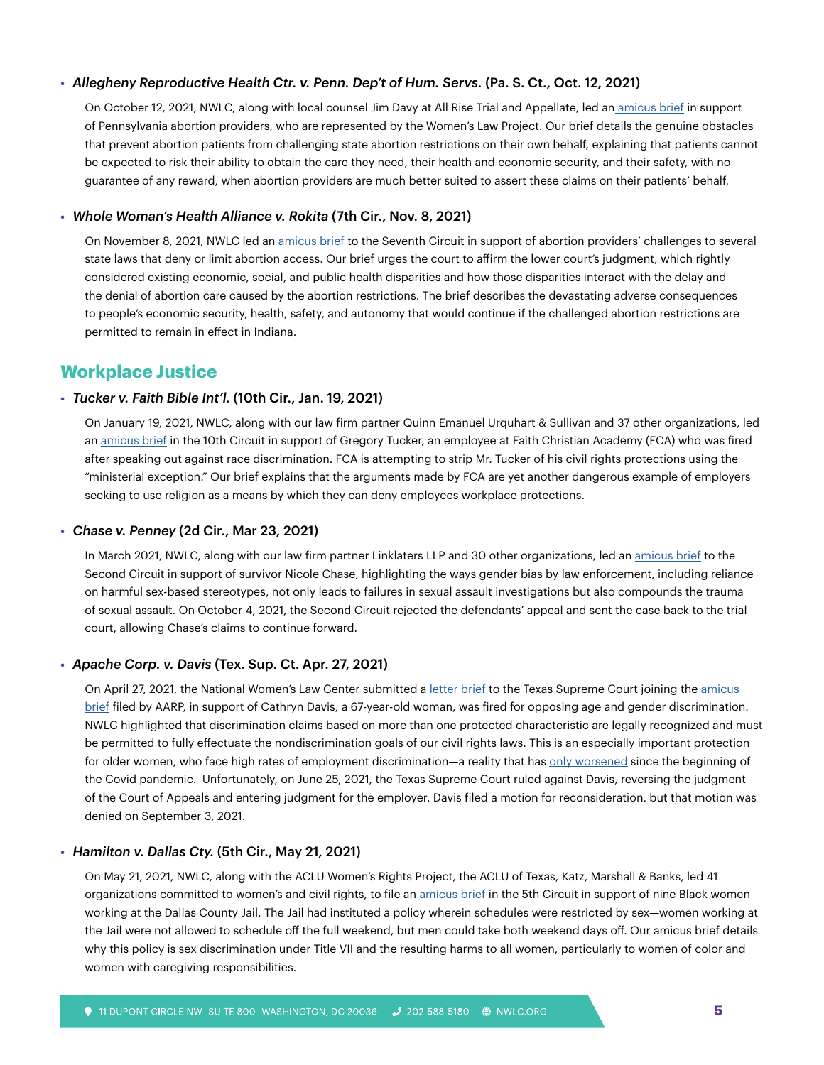- ***Allegheny Reproductive Health Ctr. v. Penn. Dep't of Hum. Servs.* (Pa. S. Ct., Oct. 12, 2021)**

  On October 12, 2021, NWLC, along with local counsel Jim Davy at All Rise Trial and Appellate, led an amicus brief in support of Pennsylvania abortion providers, who are represented by the Women's Law Project. Our brief details the genuine obstacles that prevent abortion patients from challenging state abortion restrictions on their own behalf, explaining that patients cannot be expected to risk their ability to obtain the care they need, their health and economic security, and their safety, with no guarantee of any reward, when abortion providers are much better suited to assert these claims on their patients' behalf.

- ***Whole Woman's Health Alliance v. Rokita* (7th Cir., Nov. 8, 2021)**

  On November 8, 2021, NWLC led an amicus brief to the Seventh Circuit in support of abortion providers' challenges to several state laws that deny or limit abortion access. Our brief urges the court to affirm the lower court's judgment, which rightly considered existing economic, social, and public health disparities and how those disparities interact with the delay and the denial of abortion care caused by the abortion restrictions. The brief describes the devastating adverse consequences to people's economic security, health, safety, and autonomy that would continue if the challenged abortion restrictions are permitted to remain in effect in Indiana.

## Workplace Justice

- ***Tucker v. Faith Bible Int'l.* (10th Cir., Jan. 19, 2021)**

  On January 19, 2021, NWLC, along with our law firm partner Quinn Emanuel Urquhart & Sullivan and 37 other organizations, led an amicus brief in the 10th Circuit in support of Gregory Tucker, an employee at Faith Christian Academy (FCA) who was fired after speaking out against race discrimination. FCA is attempting to strip Mr. Tucker of his civil rights protections using the "ministerial exception." Our brief explains that the arguments made by FCA are yet another dangerous example of employers seeking to use religion as a means by which they can deny employees workplace protections.

- ***Chase v. Penney* (2d Cir., Mar 23, 2021)**

  In March 2021, NWLC, along with our law firm partner Linklaters LLP and 30 other organizations, led an amicus brief to the Second Circuit in support of survivor Nicole Chase, highlighting the ways gender bias by law enforcement, including reliance on harmful sex-based stereotypes, not only leads to failures in sexual assault investigations but also compounds the trauma of sexual assault. On October 4, 2021, the Second Circuit rejected the defendants' appeal and sent the case back to the trial court, allowing Chase's claims to continue forward.

- ***Apache Corp. v. Davis* (Tex. Sup. Ct. Apr. 27, 2021)**

  On April 27, 2021, the National Women's Law Center submitted a letter brief to the Texas Supreme Court joining the amicus brief filed by AARP, in support of Cathryn Davis, a 67-year-old woman, was fired for opposing age and gender discrimination. NWLC highlighted that discrimination claims based on more than one protected characteristic are legally recognized and must be permitted to fully effectuate the nondiscrimination goals of our civil rights laws. This is an especially important protection for older women, who face high rates of employment discrimination—a reality that has only worsened since the beginning of the Covid pandemic. Unfortunately, on June 25, 2021, the Texas Supreme Court ruled against Davis, reversing the judgment of the Court of Appeals and entering judgment for the employer. Davis filed a motion for reconsideration, but that motion was denied on September 3, 2021.

- ***Hamilton v. Dallas Cty.* (5th Cir., May 21, 2021)**

  On May 21, 2021, NWLC, along with the ACLU Women's Rights Project, the ACLU of Texas, Katz, Marshall & Banks, led 41 organizations committed to women's and civil rights, to file an amicus brief in the 5th Circuit in support of nine Black women working at the Dallas County Jail. The Jail had instituted a policy wherein schedules were restricted by sex—women working at the Jail were not allowed to schedule off the full weekend, but men could take both weekend days off. Our amicus brief details why this policy is sex discrimination under Title VII and the resulting harms to all women, particularly to women of color and women with caregiving responsibilities.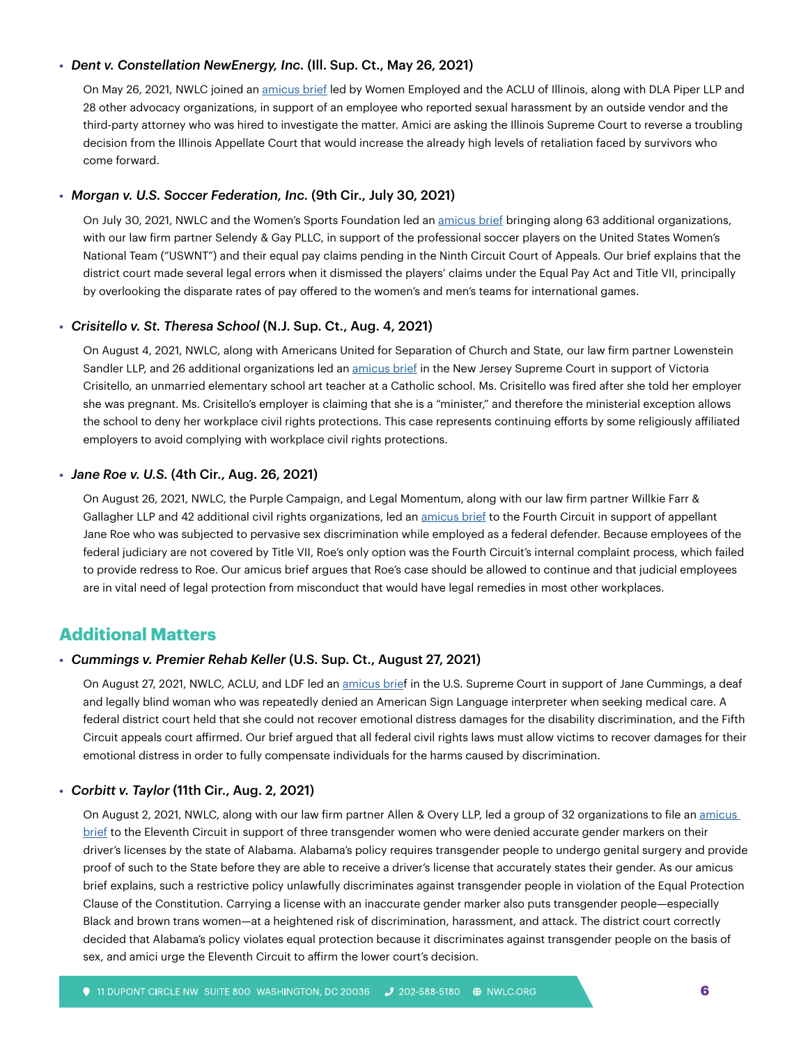- ***Dent v. Constellation NewEnergy, Inc.*** **(Ill. Sup. Ct., May 26, 2021)**

  On May 26, 2021, NWLC joined an amicus brief led by Women Employed and the ACLU of Illinois, along with DLA Piper LLP and 28 other advocacy organizations, in support of an employee who reported sexual harassment by an outside vendor and the third-party attorney who was hired to investigate the matter. Amici are asking the Illinois Supreme Court to reverse a troubling decision from the Illinois Appellate Court that would increase the already high levels of retaliation faced by survivors who come forward.

- ***Morgan v. U.S. Soccer Federation, Inc.*** **(9th Cir., July 30, 2021)**

  On July 30, 2021, NWLC and the Women's Sports Foundation led an amicus brief bringing along 63 additional organizations, with our law firm partner Selendy & Gay PLLC, in support of the professional soccer players on the United States Women's National Team ("USWNT") and their equal pay claims pending in the Ninth Circuit Court of Appeals. Our brief explains that the district court made several legal errors when it dismissed the players' claims under the Equal Pay Act and Title VII, principally by overlooking the disparate rates of pay offered to the women's and men's teams for international games.

- ***Crisitello v. St. Theresa School*** **(N.J. Sup. Ct., Aug. 4, 2021)**

  On August 4, 2021, NWLC, along with Americans United for Separation of Church and State, our law firm partner Lowenstein Sandler LLP, and 26 additional organizations led an amicus brief in the New Jersey Supreme Court in support of Victoria Crisitello, an unmarried elementary school art teacher at a Catholic school. Ms. Crisitello was fired after she told her employer she was pregnant. Ms. Crisitello's employer is claiming that she is a "minister," and therefore the ministerial exception allows the school to deny her workplace civil rights protections. This case represents continuing efforts by some religiously affiliated employers to avoid complying with workplace civil rights protections.

- ***Jane Roe v. U.S.*** **(4th Cir., Aug. 26, 2021)**

  On August 26, 2021, NWLC, the Purple Campaign, and Legal Momentum, along with our law firm partner Willkie Farr & Gallagher LLP and 42 additional civil rights organizations, led an amicus brief to the Fourth Circuit in support of appellant Jane Roe who was subjected to pervasive sex discrimination while employed as a federal defender. Because employees of the federal judiciary are not covered by Title VII, Roe's only option was the Fourth Circuit's internal complaint process, which failed to provide redress to Roe. Our amicus brief argues that Roe's case should be allowed to continue and that judicial employees are in vital need of legal protection from misconduct that would have legal remedies in most other workplaces.

## Additional Matters

- ***Cummings v. Premier Rehab Keller*** **(U.S. Sup. Ct., August 27, 2021)**

  On August 27, 2021, NWLC, ACLU, and LDF led an amicus brief in the U.S. Supreme Court in support of Jane Cummings, a deaf and legally blind woman who was repeatedly denied an American Sign Language interpreter when seeking medical care. A federal district court held that she could not recover emotional distress damages for the disability discrimination, and the Fifth Circuit appeals court affirmed. Our brief argued that all federal civil rights laws must allow victims to recover damages for their emotional distress in order to fully compensate individuals for the harms caused by discrimination.

- ***Corbitt v. Taylor*** **(11th Cir., Aug. 2, 2021)**

  On August 2, 2021, NWLC, along with our law firm partner Allen & Overy LLP, led a group of 32 organizations to file an amicus brief to the Eleventh Circuit in support of three transgender women who were denied accurate gender markers on their driver's licenses by the state of Alabama. Alabama's policy requires transgender people to undergo genital surgery and provide proof of such to the State before they are able to receive a driver's license that accurately states their gender. As our amicus brief explains, such a restrictive policy unlawfully discriminates against transgender people in violation of the Equal Protection Clause of the Constitution. Carrying a license with an inaccurate gender marker also puts transgender people—especially Black and brown trans women—at a heightened risk of discrimination, harassment, and attack. The district court correctly decided that Alabama's policy violates equal protection because it discriminates against transgender people on the basis of sex, and amici urge the Eleventh Circuit to affirm the lower court's decision.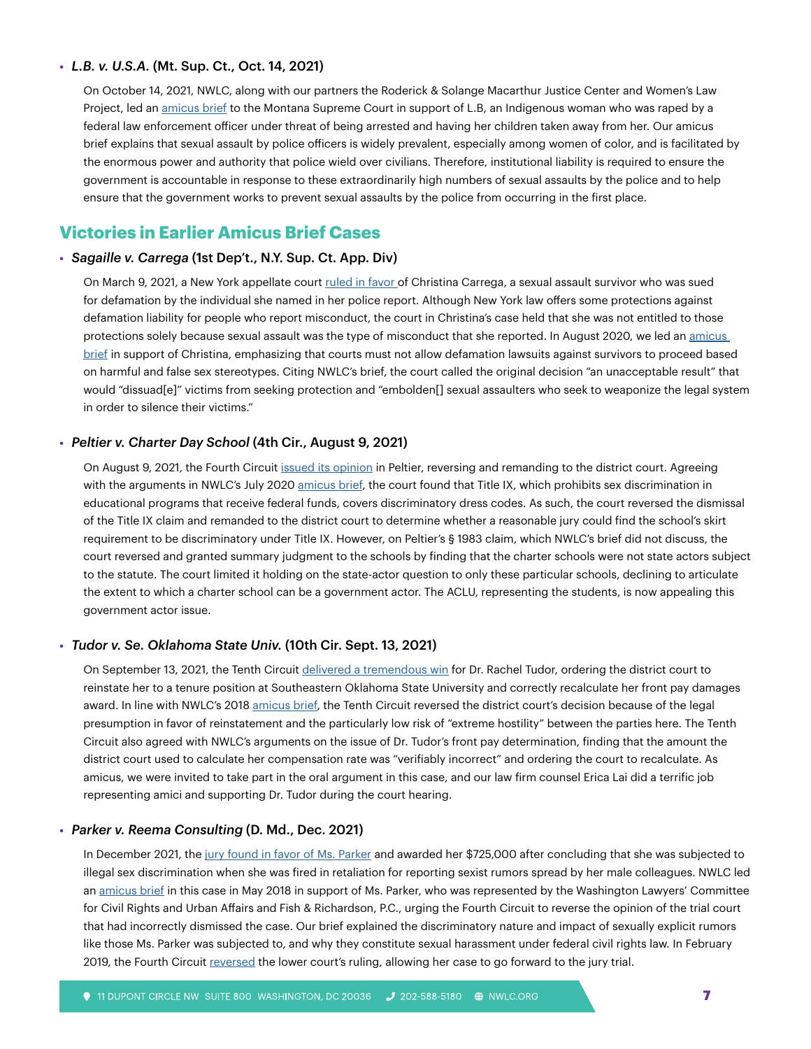- ***L.B. v. U.S.A.*** **(Mt. Sup. Ct., Oct. 14, 2021)**

  On October 14, 2021, NWLC, along with our partners the Roderick & Solange Macarthur Justice Center and Women's Law Project, led an amicus brief to the Montana Supreme Court in support of L.B, an Indigenous woman who was raped by a federal law enforcement officer under threat of being arrested and having her children taken away from her. Our amicus brief explains that sexual assault by police officers is widely prevalent, especially among women of color, and is facilitated by the enormous power and authority that police wield over civilians. Therefore, institutional liability is required to ensure the government is accountable in response to these extraordinarily high numbers of sexual assaults by the police and to help ensure that the government works to prevent sexual assaults by the police from occurring in the first place.

## Victories in Earlier Amicus Brief Cases

- ***Sagaille v. Carrega*** **(1st Dep't., N.Y. Sup. Ct. App. Div)**

  On March 9, 2021, a New York appellate court ruled in favor of Christina Carrega, a sexual assault survivor who was sued for defamation by the individual she named in her police report. Although New York law offers some protections against defamation liability for people who report misconduct, the court in Christina's case held that she was not entitled to those protections solely because sexual assault was the type of misconduct that she reported. In August 2020, we led an amicus brief in support of Christina, emphasizing that courts must not allow defamation lawsuits against survivors to proceed based on harmful and false sex stereotypes. Citing NWLC's brief, the court called the original decision "an unacceptable result" that would "dissuad[e]" victims from seeking protection and "embolden[] sexual assaulters who seek to weaponize the legal system in order to silence their victims."

- ***Peltier v. Charter Day School*** **(4th Cir., August 9, 2021)**

  On August 9, 2021, the Fourth Circuit issued its opinion in Peltier, reversing and remanding to the district court. Agreeing with the arguments in NWLC's July 2020 amicus brief, the court found that Title IX, which prohibits sex discrimination in educational programs that receive federal funds, covers discriminatory dress codes. As such, the court reversed the dismissal of the Title IX claim and remanded to the district court to determine whether a reasonable jury could find the school's skirt requirement to be discriminatory under Title IX. However, on Peltier's § 1983 claim, which NWLC's brief did not discuss, the court reversed and granted summary judgment to the schools by finding that the charter schools were not state actors subject to the statute. The court limited it holding on the state-actor question to only these particular schools, declining to articulate the extent to which a charter school can be a government actor. The ACLU, representing the students, is now appealing this government actor issue.

- ***Tudor v. Se. Oklahoma State Univ.*** **(10th Cir. Sept. 13, 2021)**

  On September 13, 2021, the Tenth Circuit delivered a tremendous win for Dr. Rachel Tudor, ordering the district court to reinstate her to a tenure position at Southeastern Oklahoma State University and correctly recalculate her front pay damages award. In line with NWLC's 2018 amicus brief, the Tenth Circuit reversed the district court's decision because of the legal presumption in favor of reinstatement and the particularly low risk of "extreme hostility" between the parties here. The Tenth Circuit also agreed with NWLC's arguments on the issue of Dr. Tudor's front pay determination, finding that the amount the district court used to calculate her compensation rate was "verifiably incorrect" and ordering the court to recalculate. As amicus, we were invited to take part in the oral argument in this case, and our law firm counsel Erica Lai did a terrific job representing amici and supporting Dr. Tudor during the court hearing.

- ***Parker v. Reema Consulting*** **(D. Md., Dec. 2021)**

  In December 2021, the jury found in favor of Ms. Parker and awarded her $725,000 after concluding that she was subjected to illegal sex discrimination when she was fired in retaliation for reporting sexist rumors spread by her male colleagues. NWLC led an amicus brief in this case in May 2018 in support of Ms. Parker, who was represented by the Washington Lawyers' Committee for Civil Rights and Urban Affairs and Fish & Richardson, P.C., urging the Fourth Circuit to reverse the opinion of the trial court that had incorrectly dismissed the case. Our brief explained the discriminatory nature and impact of sexually explicit rumors like those Ms. Parker was subjected to, and why they constitute sexual harassment under federal civil rights law. In February 2019, the Fourth Circuit reversed the lower court's ruling, allowing her case to go forward to the jury trial.